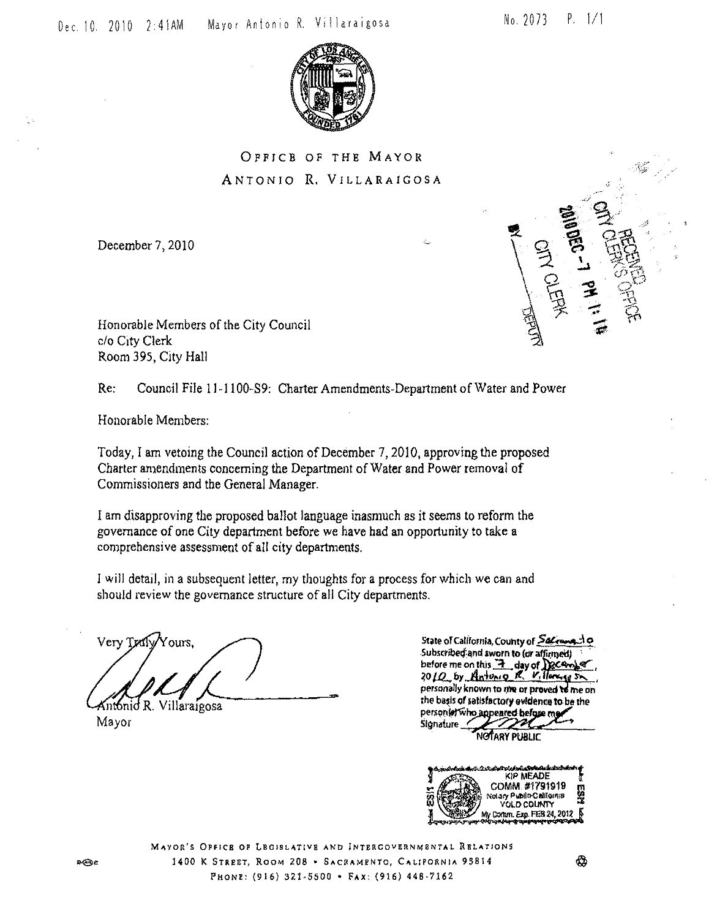Dec. 10. 2010 2:41AM Mayor Antonio R. Villaraigosa No. 2073 P. 1/1

OFFICE OF THE MAYOR
ANTONIO R. VILLARAIGOSA

RECEIVED
CITY CLERK'S OFFICE
2010 DEC -7 PM 1:14
CITY CLERK
BY ______ DEPUTY

December 7, 2010

Honorable Members of the City Council
c/o City Clerk
Room 395, City Hall

Re: Council File 11-1100-S9: Charter Amendments-Department of Water and Power

Honorable Members:

Today, I am vetoing the Council action of December 7, 2010, approving the proposed Charter amendments concerning the Department of Water and Power removal of Commissioners and the General Manager.

I am disapproving the proposed ballot language inasmuch as it seems to reform the governance of one City department before we have had an opportunity to take a comprehensive assessment of all city departments.

I will detail, in a subsequent letter, my thoughts for a process for which we can and should review the governance structure of all City departments.

Very Truly Yours,

Antonio R. Villaraigosa
Mayor

State of California, County of Sacramento
Subscribed and sworn to (or affirmed) before me on this 7 day of December, 2010 by Antonio R. Villaraigosa, personally known to me or proved to me on the basis of satisfactory evidence to be the person(s) who appeared before me.
Signature ______
NOTARY PUBLIC

KIP MEADE
COMM #1791919
Notary Public-California
YOLO COUNTY
My Comm. Exp. FEB 24, 2012

MAYOR'S OFFICE OF LEGISLATIVE AND INTERGOVERNMENTAL RELATIONS
1400 K STREET, ROOM 208 • SACRAMENTO, CALIFORNIA 95814
PHONE: (916) 321-5500 • FAX: (916) 448-7162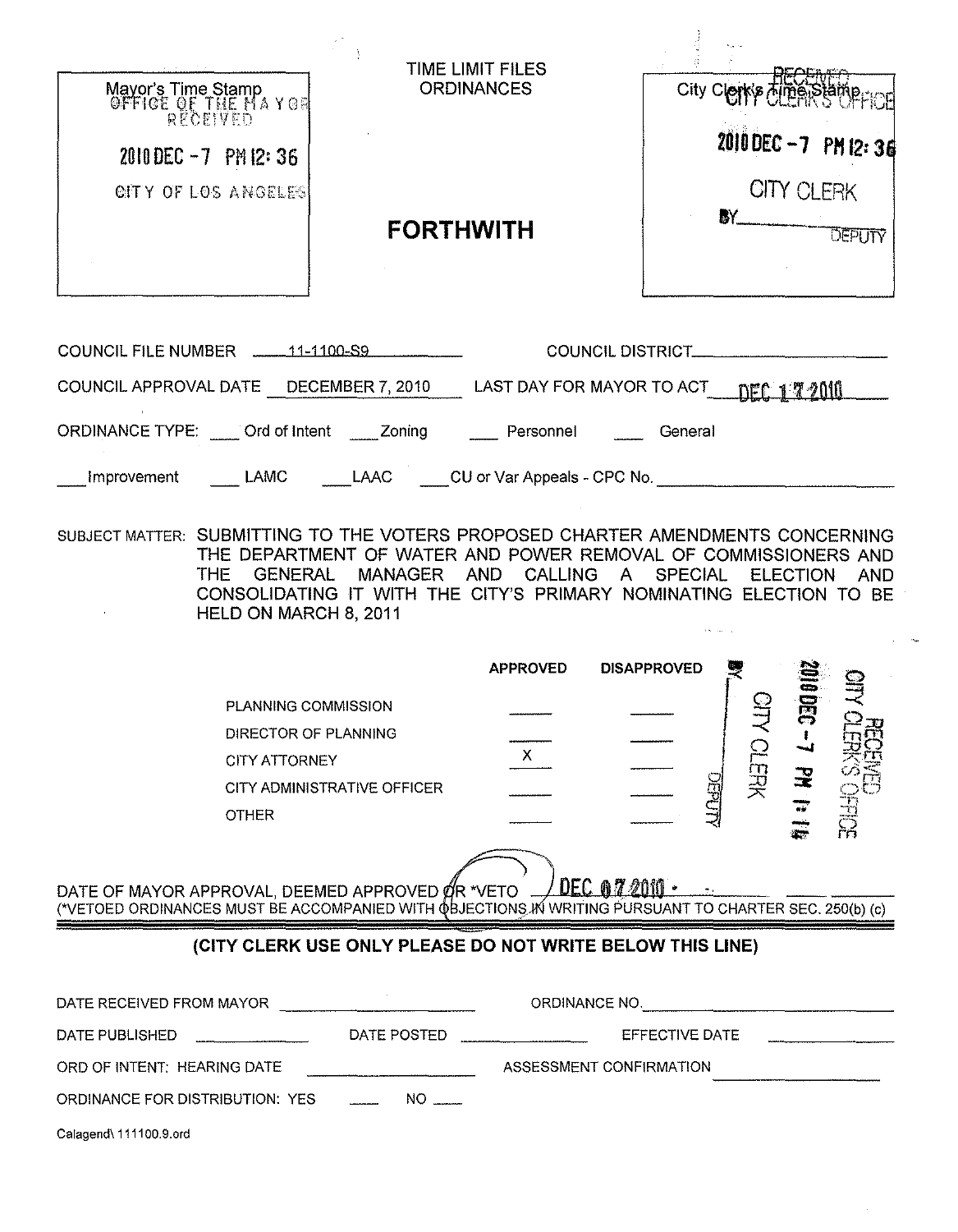Mayor's Time Stamp
OFFICE OF THE MAYOR
RECEIVED

2010 DEC -7 PM 12:36

CITY OF LOS ANGELES

TIME LIMIT FILES
ORDINANCES

**FORTHWITH**

City Clerk's Time Stamp
RECEIVED
CITY CLERK'S OFFICE

2010 DEC -7 PM 12:36

CITY CLERK

BY_____________ DEPUTY

COUNCIL FILE NUMBER 11-1100-S9 COUNCIL DISTRICT_____________

COUNCIL APPROVAL DATE DECEMBER 7, 2010 LAST DAY FOR MAYOR TO ACT DEC 17 2010

ORDINANCE TYPE: ___ Ord of Intent ___ Zoning ___ Personnel ___ General

___ Improvement ___ LAMC ___ LAAC ___ CU or Var Appeals - CPC No. _____________

SUBJECT MATTER: SUBMITTING TO THE VOTERS PROPOSED CHARTER AMENDMENTS CONCERNING THE DEPARTMENT OF WATER AND POWER REMOVAL OF COMMISSIONERS AND THE GENERAL MANAGER AND CALLING A SPECIAL ELECTION AND CONSOLIDATING IT WITH THE CITY'S PRIMARY NOMINATING ELECTION TO BE HELD ON MARCH 8, 2011

| | APPROVED | DISAPPROVED |
|---|---|---|
| PLANNING COMMISSION | | |
| DIRECTOR OF PLANNING | | |
| CITY ATTORNEY | X | |
| CITY ADMINISTRATIVE OFFICER | | |
| OTHER | | |

RECEIVED
CITY CLERK'S OFFICE
2010 DEC -7 PM 1:14
CITY CLERK
BY_____________ DEPUTY

DATE OF MAYOR APPROVAL, DEEMED APPROVED OR \*VETO DEC 07 2010
(\*VETOED ORDINANCES MUST BE ACCOMPANIED WITH OBJECTIONS IN WRITING PURSUANT TO CHARTER SEC. 250(b) (c)

**(CITY CLERK USE ONLY PLEASE DO NOT WRITE BELOW THIS LINE)**

DATE RECEIVED FROM MAYOR _____________ ORDINANCE NO. _____________

DATE PUBLISHED _____________ DATE POSTED _____________ EFFECTIVE DATE _____________

ORD OF INTENT: HEARING DATE _____________ ASSESSMENT CONFIRMATION _____________

ORDINANCE FOR DISTRIBUTION: YES ___ NO ___

Calagend\ 111100.9.ord